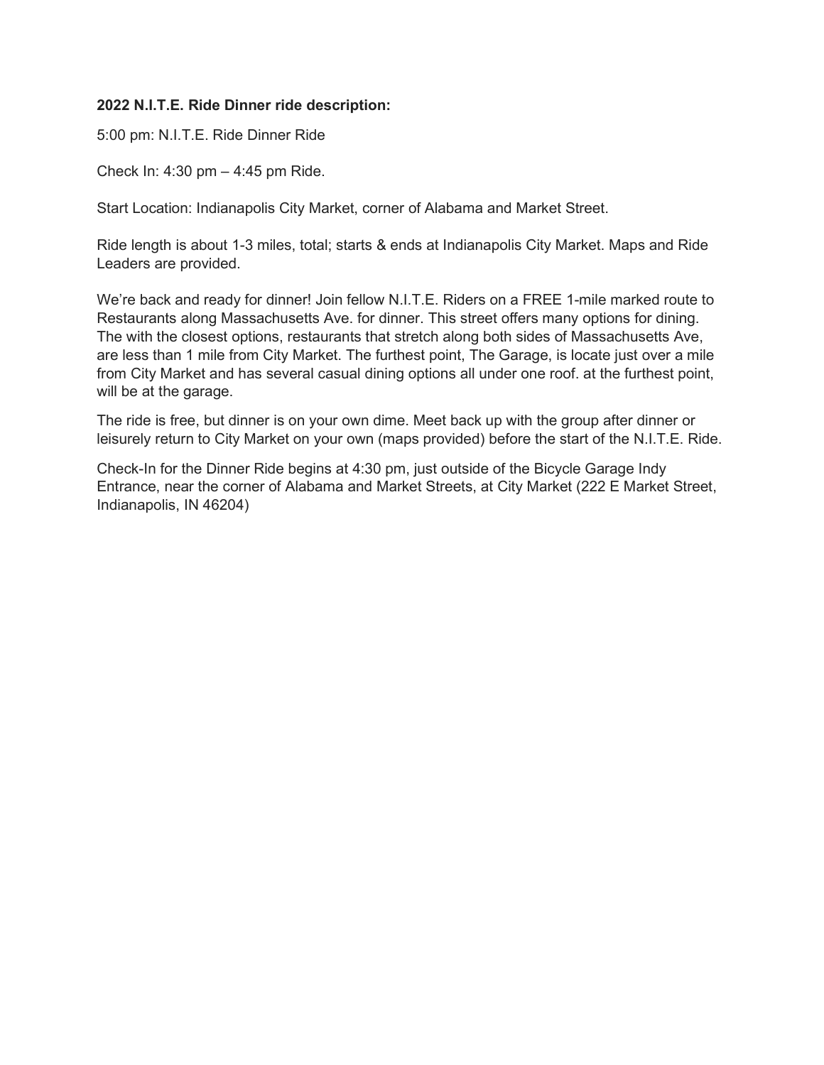**2022 N.I.T.E. Ride Dinner ride description:**

5:00 pm: N.I.T.E. Ride Dinner Ride

Check In: 4:30 pm – 4:45 pm Ride.

Start Location: Indianapolis City Market, corner of Alabama and Market Street.

Ride length is about 1-3 miles, total; starts & ends at Indianapolis City Market. Maps and Ride Leaders are provided.

We're back and ready for dinner! Join fellow N.I.T.E. Riders on a FREE 1-mile marked route to Restaurants along Massachusetts Ave. for dinner. This street offers many options for dining. The with the closest options, restaurants that stretch along both sides of Massachusetts Ave, are less than 1 mile from City Market. The furthest point, The Garage, is locate just over a mile from City Market and has several casual dining options all under one roof. at the furthest point, will be at the garage.

The ride is free, but dinner is on your own dime. Meet back up with the group after dinner or leisurely return to City Market on your own (maps provided) before the start of the N.I.T.E. Ride.

Check-In for the Dinner Ride begins at 4:30 pm, just outside of the Bicycle Garage Indy Entrance, near the corner of Alabama and Market Streets, at City Market (222 E Market Street, Indianapolis, IN 46204)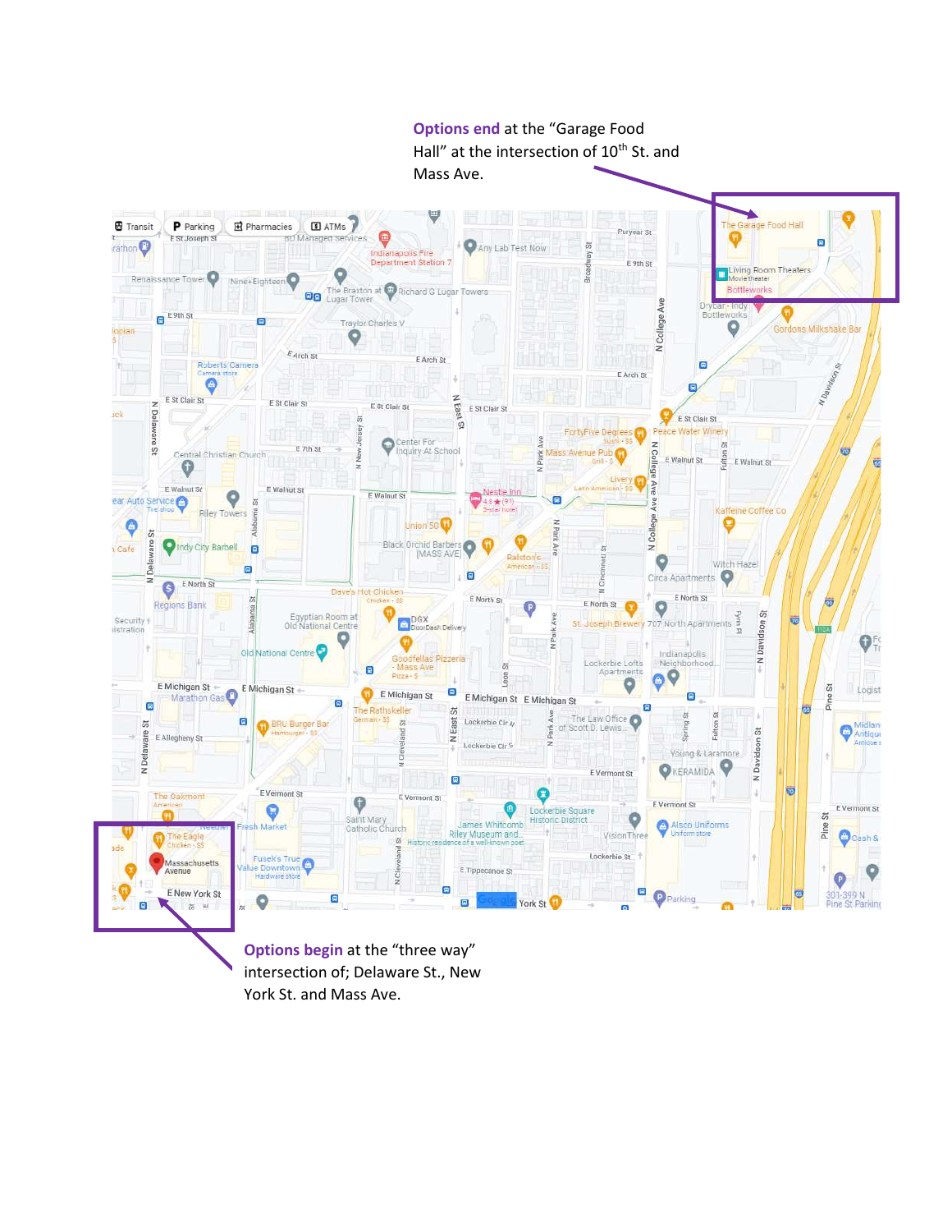**Options end** at the "Garage Food Hall" at the intersection of 10th St. and Mass Ave.

**Options begin** at the "three way" intersection of; Delaware St., New York St. and Mass Ave.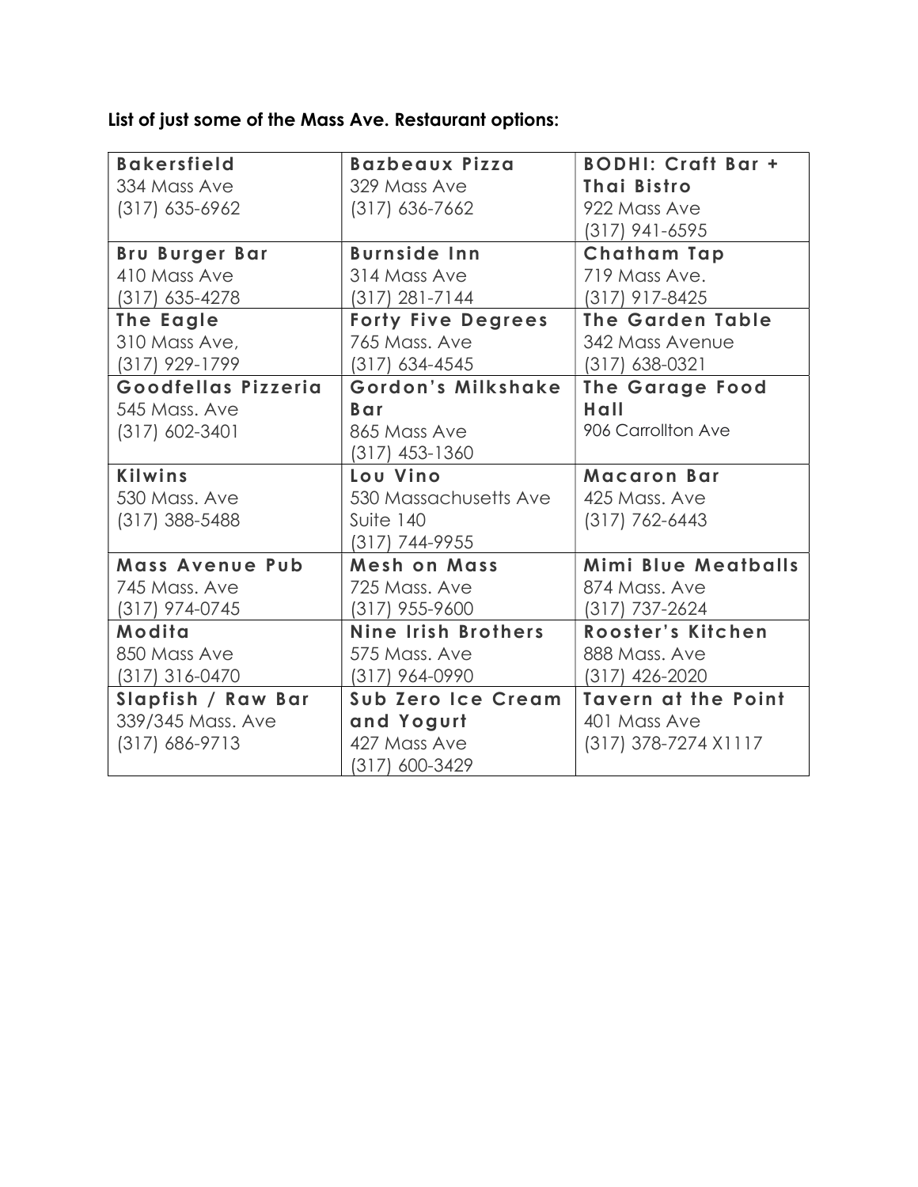**List of just some of the Mass Ave. Restaurant options:**

| | | |
|---|---|---|
| **Bakersfield**<br>334 Mass Ave<br>(317) 635-6962 | **Bazbeaux Pizza**<br>329 Mass Ave<br>(317) 636-7662 | **BODHI: Craft Bar + Thai Bistro**<br>922 Mass Ave<br>(317) 941-6595 |
| **Bru Burger Bar**<br>410 Mass Ave<br>(317) 635-4278 | **Burnside Inn**<br>314 Mass Ave<br>(317) 281-7144 | **Chatham Tap**<br>719 Mass Ave.<br>(317) 917-8425 |
| **The Eagle**<br>310 Mass Ave,<br>(317) 929-1799 | **Forty Five Degrees**<br>765 Mass. Ave<br>(317) 634-4545 | **The Garden Table**<br>342 Mass Avenue<br>(317) 638-0321 |
| **Goodfellas Pizzeria**<br>545 Mass. Ave<br>(317) 602-3401 | **Gordon's Milkshake Bar**<br>865 Mass Ave<br>(317) 453-1360 | **The Garage Food Hall**<br>906 Carrollton Ave |
| **Kilwins**<br>530 Mass. Ave<br>(317) 388-5488 | **Lou Vino**<br>530 Massachusetts Ave<br>Suite 140<br>(317) 744-9955 | **Macaron Bar**<br>425 Mass. Ave<br>(317) 762-6443 |
| **Mass Avenue Pub**<br>745 Mass. Ave<br>(317) 974-0745 | **Mesh on Mass**<br>725 Mass. Ave<br>(317) 955-9600 | **Mimi Blue Meatballs**<br>874 Mass. Ave<br>(317) 737-2624 |
| **Modita**<br>850 Mass Ave<br>(317) 316-0470 | **Nine Irish Brothers**<br>575 Mass. Ave<br>(317) 964-0990 | **Rooster's Kitchen**<br>888 Mass. Ave<br>(317) 426-2020 |
| **Slapfish / Raw Bar**<br>339/345 Mass. Ave<br>(317) 686-9713 | **Sub Zero Ice Cream and Yogurt**<br>427 Mass Ave<br>(317) 600-3429 | **Tavern at the Point**<br>401 Mass Ave<br>(317) 378-7274 X1117 |